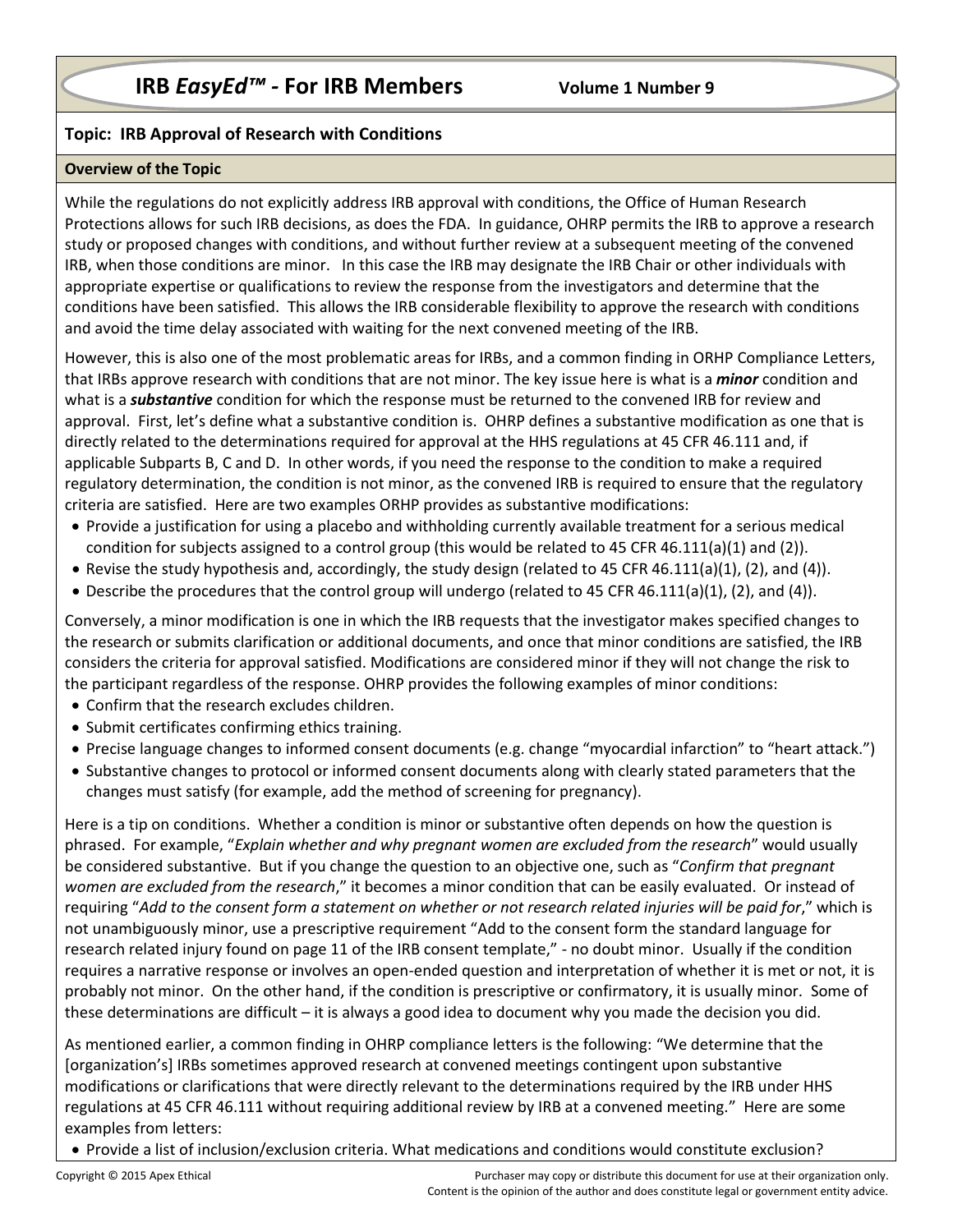# IRB *EasyEd™* - For IRB Members

**Volume 1 Number 9**

## Topic: IRB Approval of Research with Conditions

### Overview of the Topic

While the regulations do not explicitly address IRB approval with conditions, the Office of Human Research Protections allows for such IRB decisions, as does the FDA. In guidance, OHRP permits the IRB to approve a research study or proposed changes with conditions, and without further review at a subsequent meeting of the convened IRB, when those conditions are minor. In this case the IRB may designate the IRB Chair or other individuals with appropriate expertise or qualifications to review the response from the investigators and determine that the conditions have been satisfied. This allows the IRB considerable flexibility to approve the research with conditions and avoid the time delay associated with waiting for the next convened meeting of the IRB.

However, this is also one of the most problematic areas for IRBs, and a common finding in ORHP Compliance Letters, that IRBs approve research with conditions that are not minor. The key issue here is what is a ***minor*** condition and what is a ***substantive*** condition for which the response must be returned to the convened IRB for review and approval. First, let's define what a substantive condition is. OHRP defines a substantive modification as one that is directly related to the determinations required for approval at the HHS regulations at 45 CFR 46.111 and, if applicable Subparts B, C and D. In other words, if you need the response to the condition to make a required regulatory determination, the condition is not minor, as the convened IRB is required to ensure that the regulatory criteria are satisfied. Here are two examples ORHP provides as substantive modifications:

- Provide a justification for using a placebo and withholding currently available treatment for a serious medical condition for subjects assigned to a control group (this would be related to 45 CFR 46.111(a)(1) and (2)).
- Revise the study hypothesis and, accordingly, the study design (related to 45 CFR 46.111(a)(1), (2), and (4)).
- Describe the procedures that the control group will undergo (related to 45 CFR 46.111(a)(1), (2), and (4)).

Conversely, a minor modification is one in which the IRB requests that the investigator makes specified changes to the research or submits clarification or additional documents, and once that minor conditions are satisfied, the IRB considers the criteria for approval satisfied. Modifications are considered minor if they will not change the risk to the participant regardless of the response. OHRP provides the following examples of minor conditions:

- Confirm that the research excludes children.
- Submit certificates confirming ethics training.
- Precise language changes to informed consent documents (e.g. change "myocardial infarction" to "heart attack.")
- Substantive changes to protocol or informed consent documents along with clearly stated parameters that the changes must satisfy (for example, add the method of screening for pregnancy).

Here is a tip on conditions. Whether a condition is minor or substantive often depends on how the question is phrased. For example, "*Explain whether and why pregnant women are excluded from the research*" would usually be considered substantive. But if you change the question to an objective one, such as "*Confirm that pregnant women are excluded from the research*," it becomes a minor condition that can be easily evaluated. Or instead of requiring "*Add to the consent form a statement on whether or not research related injuries will be paid for*," which is not unambiguously minor, use a prescriptive requirement "Add to the consent form the standard language for research related injury found on page 11 of the IRB consent template," - no doubt minor. Usually if the condition requires a narrative response or involves an open-ended question and interpretation of whether it is met or not, it is probably not minor. On the other hand, if the condition is prescriptive or confirmatory, it is usually minor. Some of these determinations are difficult – it is always a good idea to document why you made the decision you did.

As mentioned earlier, a common finding in OHRP compliance letters is the following: "We determine that the [organization's] IRBs sometimes approved research at convened meetings contingent upon substantive modifications or clarifications that were directly relevant to the determinations required by the IRB under HHS regulations at 45 CFR 46.111 without requiring additional review by IRB at a convened meeting." Here are some examples from letters:

- Provide a list of inclusion/exclusion criteria. What medications and conditions would constitute exclusion?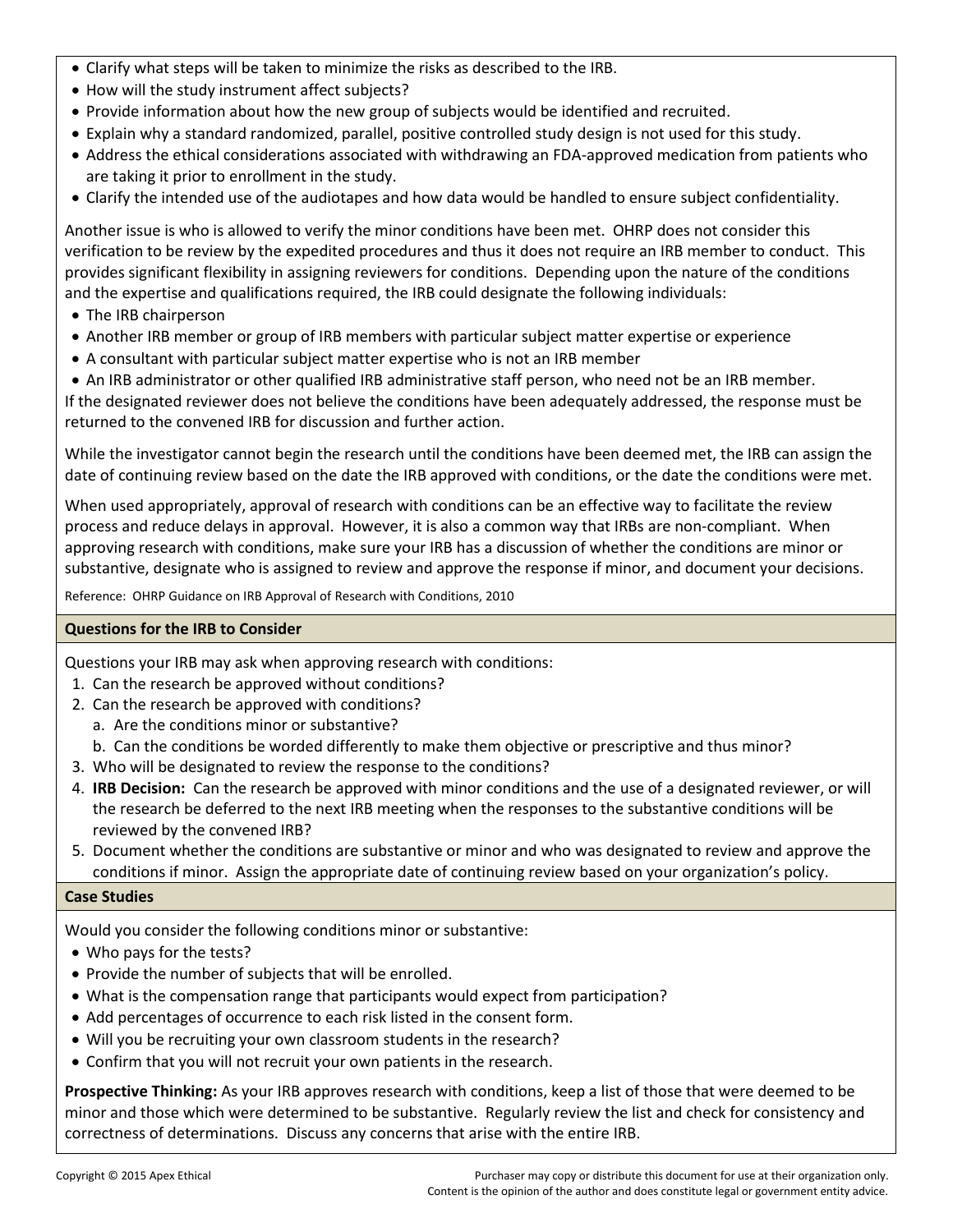- Clarify what steps will be taken to minimize the risks as described to the IRB.
- How will the study instrument affect subjects?
- Provide information about how the new group of subjects would be identified and recruited.
- Explain why a standard randomized, parallel, positive controlled study design is not used for this study.
- Address the ethical considerations associated with withdrawing an FDA-approved medication from patients who are taking it prior to enrollment in the study.
- Clarify the intended use of the audiotapes and how data would be handled to ensure subject confidentiality.

Another issue is who is allowed to verify the minor conditions have been met. OHRP does not consider this verification to be review by the expedited procedures and thus it does not require an IRB member to conduct. This provides significant flexibility in assigning reviewers for conditions. Depending upon the nature of the conditions and the expertise and qualifications required, the IRB could designate the following individuals:

- The IRB chairperson
- Another IRB member or group of IRB members with particular subject matter expertise or experience
- A consultant with particular subject matter expertise who is not an IRB member
- An IRB administrator or other qualified IRB administrative staff person, who need not be an IRB member.

If the designated reviewer does not believe the conditions have been adequately addressed, the response must be returned to the convened IRB for discussion and further action.

While the investigator cannot begin the research until the conditions have been deemed met, the IRB can assign the date of continuing review based on the date the IRB approved with conditions, or the date the conditions were met.

When used appropriately, approval of research with conditions can be an effective way to facilitate the review process and reduce delays in approval. However, it is also a common way that IRBs are non-compliant. When approving research with conditions, make sure your IRB has a discussion of whether the conditions are minor or substantive, designate who is assigned to review and approve the response if minor, and document your decisions.

Reference: OHRP Guidance on IRB Approval of Research with Conditions, 2010

## Questions for the IRB to Consider

Questions your IRB may ask when approving research with conditions:

1. Can the research be approved without conditions?
2. Can the research be approved with conditions?
   a. Are the conditions minor or substantive?
   b. Can the conditions be worded differently to make them objective or prescriptive and thus minor?
3. Who will be designated to review the response to the conditions?
4. **IRB Decision:** Can the research be approved with minor conditions and the use of a designated reviewer, or will the research be deferred to the next IRB meeting when the responses to the substantive conditions will be reviewed by the convened IRB?
5. Document whether the conditions are substantive or minor and who was designated to review and approve the conditions if minor. Assign the appropriate date of continuing review based on your organization's policy.

## Case Studies

Would you consider the following conditions minor or substantive:

- Who pays for the tests?
- Provide the number of subjects that will be enrolled.
- What is the compensation range that participants would expect from participation?
- Add percentages of occurrence to each risk listed in the consent form.
- Will you be recruiting your own classroom students in the research?
- Confirm that you will not recruit your own patients in the research.

**Prospective Thinking:** As your IRB approves research with conditions, keep a list of those that were deemed to be minor and those which were determined to be substantive. Regularly review the list and check for consistency and correctness of determinations. Discuss any concerns that arise with the entire IRB.

Copyright © 2015 Apex Ethical

Purchaser may copy or distribute this document for use at their organization only.
Content is the opinion of the author and does constitute legal or government entity advice.